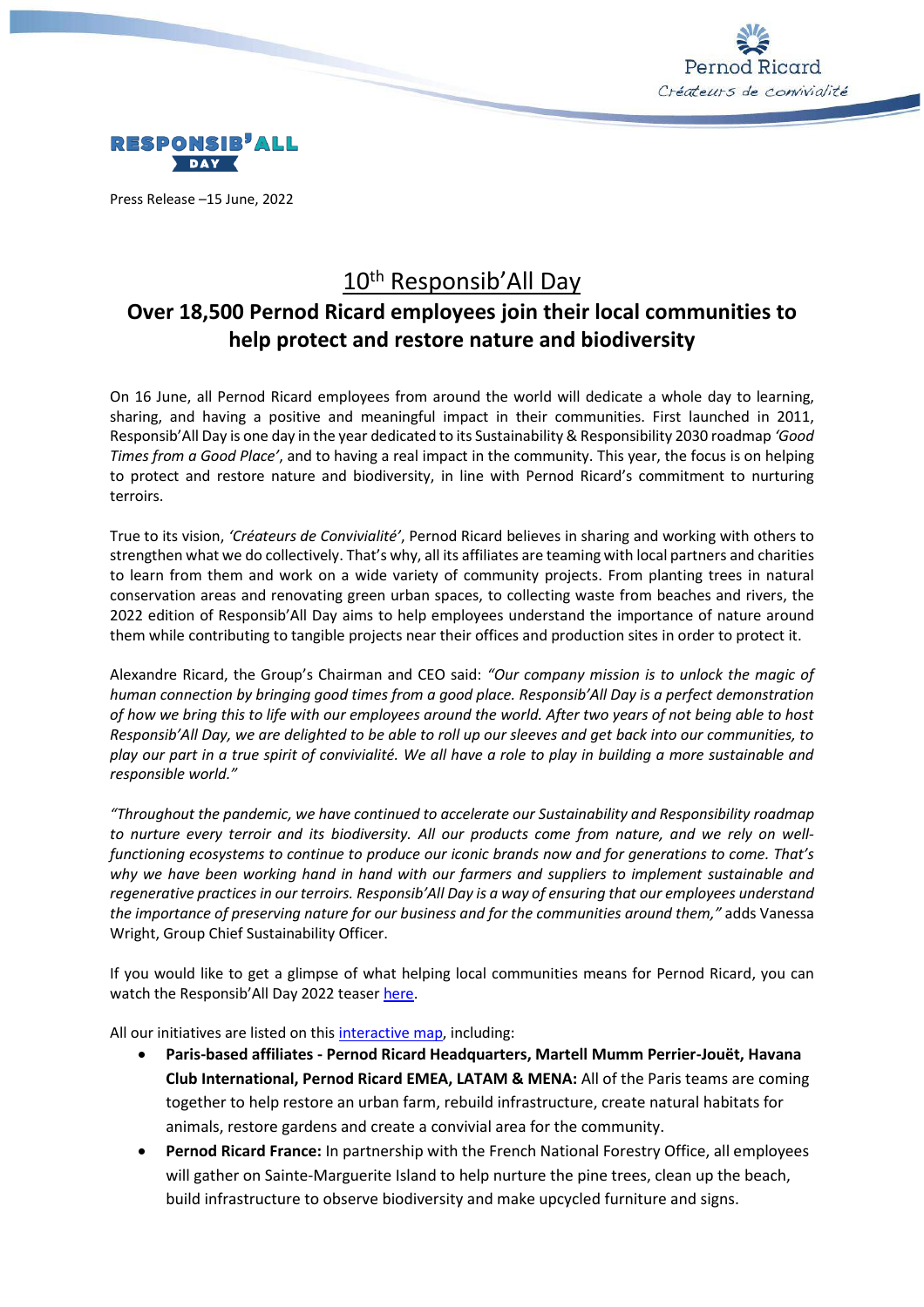Press Release –15 June, 2022

# 10th Responsib'All Day

## Over 18,500 Pernod Ricard employees join their local communities to help protect and restore nature and biodiversity

On 16 June, all Pernod Ricard employees from around the world will dedicate a whole day to learning, sharing, and having a positive and meaningful impact in their communities. First launched in 2011, Responsib'All Day is one day in the year dedicated to its Sustainability & Responsibility 2030 roadmap *'Good Times from a Good Place'*, and to having a real impact in the community. This year, the focus is on helping to protect and restore nature and biodiversity, in line with Pernod Ricard's commitment to nurturing terroirs.

True to its vision, *'Créateurs de Convivialité'*, Pernod Ricard believes in sharing and working with others to strengthen what we do collectively. That's why, all its affiliates are teaming with local partners and charities to learn from them and work on a wide variety of community projects. From planting trees in natural conservation areas and renovating green urban spaces, to collecting waste from beaches and rivers, the 2022 edition of Responsib'All Day aims to help employees understand the importance of nature around them while contributing to tangible projects near their offices and production sites in order to protect it.

Alexandre Ricard, the Group's Chairman and CEO said: *"Our company mission is to unlock the magic of human connection by bringing good times from a good place. Responsib'All Day is a perfect demonstration of how we bring this to life with our employees around the world. After two years of not being able to host Responsib'All Day, we are delighted to be able to roll up our sleeves and get back into our communities, to play our part in a true spirit of convivialité. We all have a role to play in building a more sustainable and responsible world."*

*"Throughout the pandemic, we have continued to accelerate our Sustainability and Responsibility roadmap to nurture every terroir and its biodiversity. All our products come from nature, and we rely on well-functioning ecosystems to continue to produce our iconic brands now and for generations to come. That's why we have been working hand in hand with our farmers and suppliers to implement sustainable and regenerative practices in our terroirs. Responsib'All Day is a way of ensuring that our employees understand the importance of preserving nature for our business and for the communities around them,"* adds Vanessa Wright, Group Chief Sustainability Officer.

If you would like to get a glimpse of what helping local communities means for Pernod Ricard, you can watch the Responsib'All Day 2022 teaser here.

All our initiatives are listed on this interactive map, including:

- **Paris-based affiliates - Pernod Ricard Headquarters, Martell Mumm Perrier-Jouët, Havana Club International, Pernod Ricard EMEA, LATAM & MENA:** All of the Paris teams are coming together to help restore an urban farm, rebuild infrastructure, create natural habitats for animals, restore gardens and create a convivial area for the community.
- **Pernod Ricard France:** In partnership with the French National Forestry Office, all employees will gather on Sainte-Marguerite Island to help nurture the pine trees, clean up the beach, build infrastructure to observe biodiversity and make upcycled furniture and signs.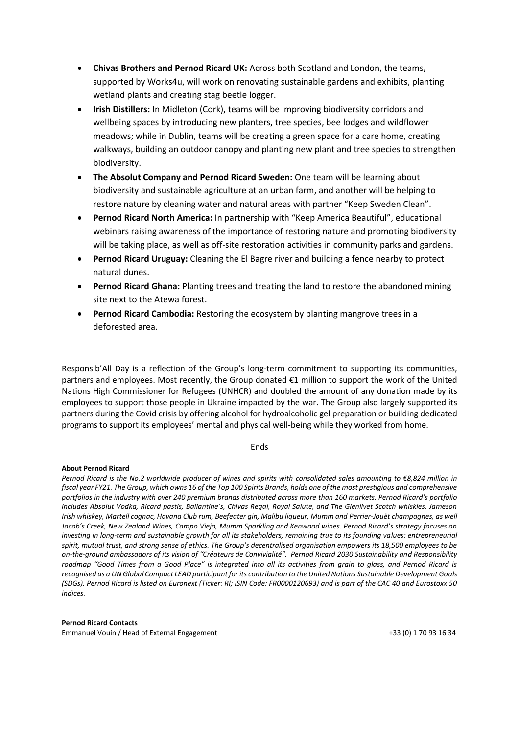- **Chivas Brothers and Pernod Ricard UK:** Across both Scotland and London, the teams**,** supported by Works4u, will work on renovating sustainable gardens and exhibits, planting wetland plants and creating stag beetle logger.
- **Irish Distillers:** In Midleton (Cork), teams will be improving biodiversity corridors and wellbeing spaces by introducing new planters, tree species, bee lodges and wildflower meadows; while in Dublin, teams will be creating a green space for a care home, creating walkways, building an outdoor canopy and planting new plant and tree species to strengthen biodiversity.
- **The Absolut Company and Pernod Ricard Sweden:** One team will be learning about biodiversity and sustainable agriculture at an urban farm, and another will be helping to restore nature by cleaning water and natural areas with partner "Keep Sweden Clean".
- **Pernod Ricard North America:** In partnership with "Keep America Beautiful", educational webinars raising awareness of the importance of restoring nature and promoting biodiversity will be taking place, as well as off-site restoration activities in community parks and gardens.
- **Pernod Ricard Uruguay:** Cleaning the El Bagre river and building a fence nearby to protect natural dunes.
- **Pernod Ricard Ghana:** Planting trees and treating the land to restore the abandoned mining site next to the Atewa forest.
- **Pernod Ricard Cambodia:** Restoring the ecosystem by planting mangrove trees in a deforested area.

Responsib'All Day is a reflection of the Group's long-term commitment to supporting its communities, partners and employees. Most recently, the Group donated €1 million to support the work of the United Nations High Commissioner for Refugees (UNHCR) and doubled the amount of any donation made by its employees to support those people in Ukraine impacted by the war. The Group also largely supported its partners during the Covid crisis by offering alcohol for hydroalcoholic gel preparation or building dedicated programs to support its employees' mental and physical well-being while they worked from home.

Ends

**About Pernod Ricard**

*Pernod Ricard is the No.2 worldwide producer of wines and spirits with consolidated sales amounting to €8,824 million in fiscal year FY21. The Group, which owns 16 of the Top 100 Spirits Brands, holds one of the most prestigious and comprehensive portfolios in the industry with over 240 premium brands distributed across more than 160 markets. Pernod Ricard's portfolio includes Absolut Vodka, Ricard pastis, Ballantine's, Chivas Regal, Royal Salute, and The Glenlivet Scotch whiskies, Jameson Irish whiskey, Martell cognac, Havana Club rum, Beefeater gin, Malibu liqueur, Mumm and Perrier-Jouët champagnes, as well Jacob's Creek, New Zealand Wines, Campo Viejo, Mumm Sparkling and Kenwood wines. Pernod Ricard's strategy focuses on investing in long-term and sustainable growth for all its stakeholders, remaining true to its founding values: entrepreneurial spirit, mutual trust, and strong sense of ethics. The Group's decentralised organisation empowers its 18,500 employees to be on-the-ground ambassadors of its vision of "Créateurs de Convivialité". Pernod Ricard 2030 Sustainability and Responsibility roadmap "Good Times from a Good Place" is integrated into all its activities from grain to glass, and Pernod Ricard is recognised as a UN Global Compact LEAD participant for its contribution to the United Nations Sustainable Development Goals (SDGs). Pernod Ricard is listed on Euronext (Ticker: RI; ISIN Code: FR0000120693) and is part of the CAC 40 and Eurostoxx 50 indices.*

**Pernod Ricard Contacts**

Emmanuel Vouin / Head of External Engagement +33 (0) 1 70 93 16 34